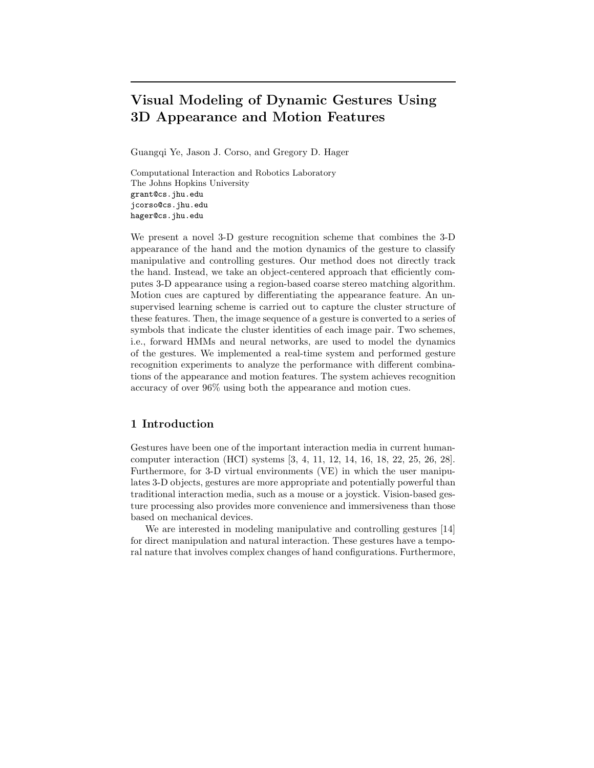# Visual Modeling of Dynamic Gestures Using 3D Appearance and Motion Features

Guangqi Ye, Jason J. Corso, and Gregory D. Hager

Computational Interaction and Robotics Laboratory
The Johns Hopkins University
grant@cs.jhu.edu
jcorso@cs.jhu.edu
hager@cs.jhu.edu

We present a novel 3-D gesture recognition scheme that combines the 3-D appearance of the hand and the motion dynamics of the gesture to classify manipulative and controlling gestures. Our method does not directly track the hand. Instead, we take an object-centered approach that efficiently computes 3-D appearance using a region-based coarse stereo matching algorithm. Motion cues are captured by differentiating the appearance feature. An unsupervised learning scheme is carried out to capture the cluster structure of these features. Then, the image sequence of a gesture is converted to a series of symbols that indicate the cluster identities of each image pair. Two schemes, i.e., forward HMMs and neural networks, are used to model the dynamics of the gestures. We implemented a real-time system and performed gesture recognition experiments to analyze the performance with different combinations of the appearance and motion features. The system achieves recognition accuracy of over 96% using both the appearance and motion cues.

## 1 Introduction

Gestures have been one of the important interaction media in current human-computer interaction (HCI) systems [3, 4, 11, 12, 14, 16, 18, 22, 25, 26, 28]. Furthermore, for 3-D virtual environments (VE) in which the user manipulates 3-D objects, gestures are more appropriate and potentially powerful than traditional interaction media, such as a mouse or a joystick. Vision-based gesture processing also provides more convenience and immersiveness than those based on mechanical devices.

We are interested in modeling manipulative and controlling gestures [14] for direct manipulation and natural interaction. These gestures have a temporal nature that involves complex changes of hand configurations. Furthermore,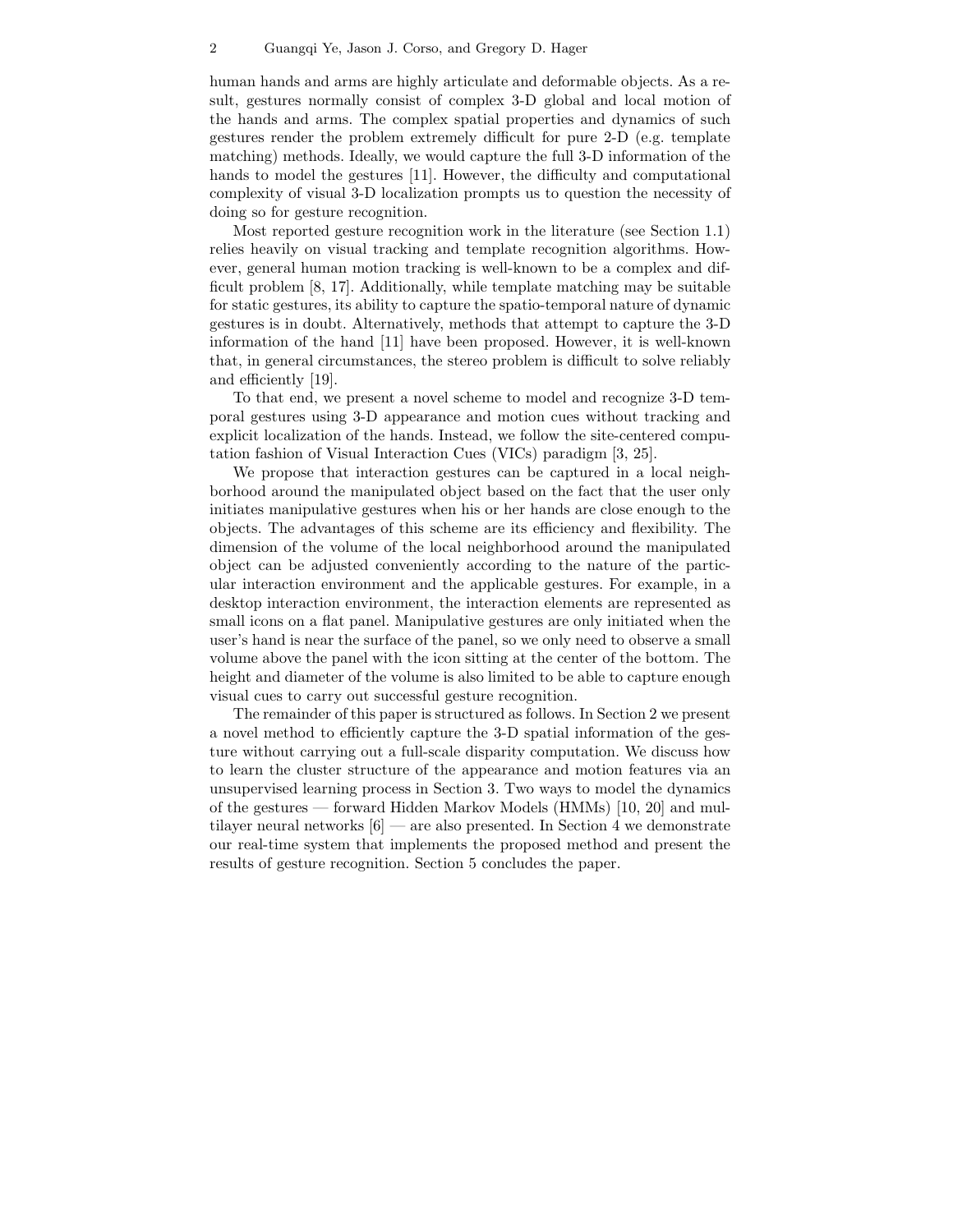human hands and arms are highly articulate and deformable objects. As a result, gestures normally consist of complex 3-D global and local motion of the hands and arms. The complex spatial properties and dynamics of such gestures render the problem extremely difficult for pure 2-D (e.g. template matching) methods. Ideally, we would capture the full 3-D information of the hands to model the gestures [11]. However, the difficulty and computational complexity of visual 3-D localization prompts us to question the necessity of doing so for gesture recognition.

Most reported gesture recognition work in the literature (see Section 1.1) relies heavily on visual tracking and template recognition algorithms. However, general human motion tracking is well-known to be a complex and difficult problem [8, 17]. Additionally, while template matching may be suitable for static gestures, its ability to capture the spatio-temporal nature of dynamic gestures is in doubt. Alternatively, methods that attempt to capture the 3-D information of the hand [11] have been proposed. However, it is well-known that, in general circumstances, the stereo problem is difficult to solve reliably and efficiently [19].

To that end, we present a novel scheme to model and recognize 3-D temporal gestures using 3-D appearance and motion cues without tracking and explicit localization of the hands. Instead, we follow the site-centered computation fashion of Visual Interaction Cues (VICs) paradigm [3, 25].

We propose that interaction gestures can be captured in a local neighborhood around the manipulated object based on the fact that the user only initiates manipulative gestures when his or her hands are close enough to the objects. The advantages of this scheme are its efficiency and flexibility. The dimension of the volume of the local neighborhood around the manipulated object can be adjusted conveniently according to the nature of the particular interaction environment and the applicable gestures. For example, in a desktop interaction environment, the interaction elements are represented as small icons on a flat panel. Manipulative gestures are only initiated when the user's hand is near the surface of the panel, so we only need to observe a small volume above the panel with the icon sitting at the center of the bottom. The height and diameter of the volume is also limited to be able to capture enough visual cues to carry out successful gesture recognition.

The remainder of this paper is structured as follows. In Section 2 we present a novel method to efficiently capture the 3-D spatial information of the gesture without carrying out a full-scale disparity computation. We discuss how to learn the cluster structure of the appearance and motion features via an unsupervised learning process in Section 3. Two ways to model the dynamics of the gestures — forward Hidden Markov Models (HMMs) [10, 20] and multilayer neural networks [6] — are also presented. In Section 4 we demonstrate our real-time system that implements the proposed method and present the results of gesture recognition. Section 5 concludes the paper.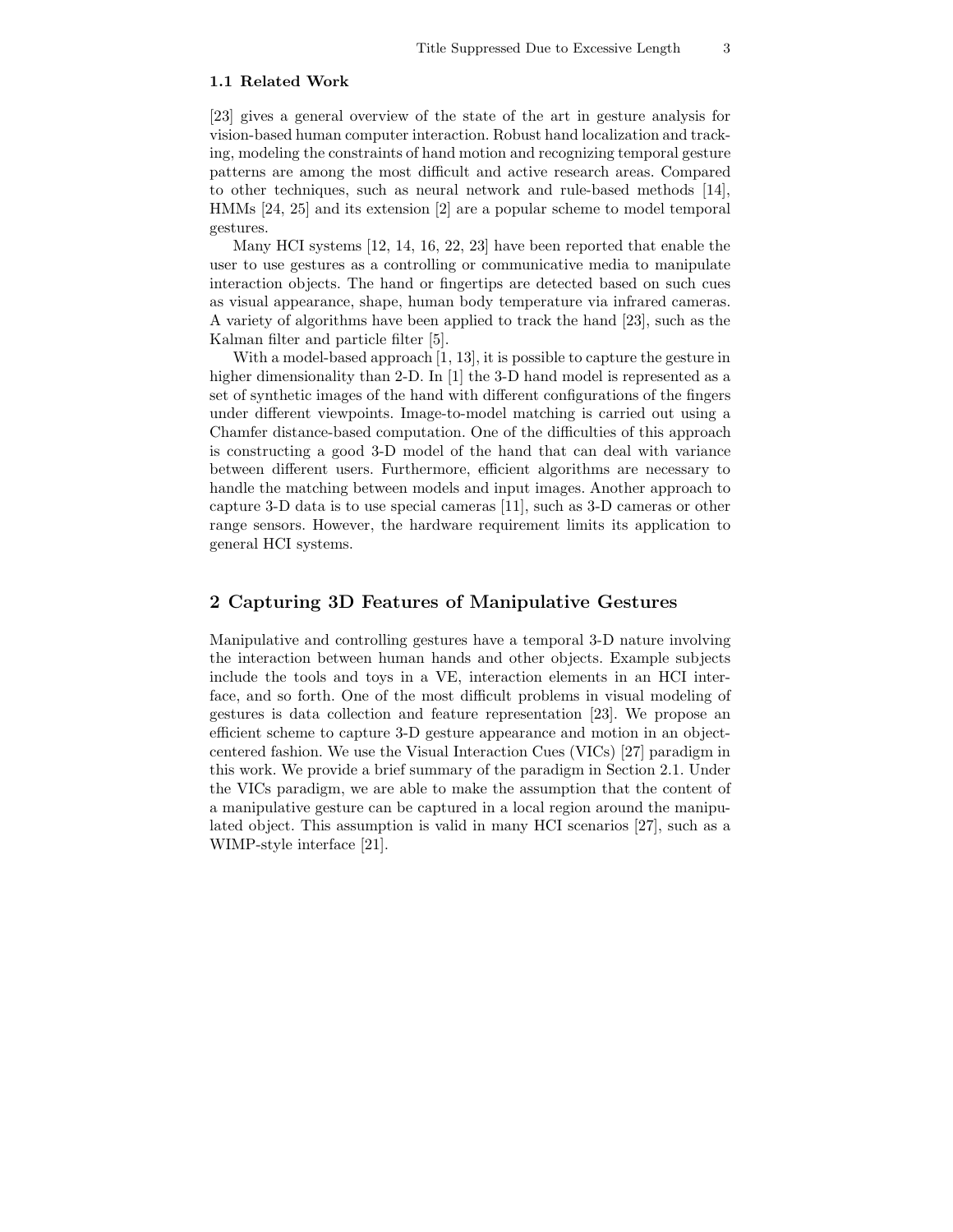### 1.1 Related Work

[23] gives a general overview of the state of the art in gesture analysis for vision-based human computer interaction. Robust hand localization and tracking, modeling the constraints of hand motion and recognizing temporal gesture patterns are among the most difficult and active research areas. Compared to other techniques, such as neural network and rule-based methods [14], HMMs [24, 25] and its extension [2] are a popular scheme to model temporal gestures.

Many HCI systems [12, 14, 16, 22, 23] have been reported that enable the user to use gestures as a controlling or communicative media to manipulate interaction objects. The hand or fingertips are detected based on such cues as visual appearance, shape, human body temperature via infrared cameras. A variety of algorithms have been applied to track the hand [23], such as the Kalman filter and particle filter [5].

With a model-based approach [1, 13], it is possible to capture the gesture in higher dimensionality than 2-D. In [1] the 3-D hand model is represented as a set of synthetic images of the hand with different configurations of the fingers under different viewpoints. Image-to-model matching is carried out using a Chamfer distance-based computation. One of the difficulties of this approach is constructing a good 3-D model of the hand that can deal with variance between different users. Furthermore, efficient algorithms are necessary to handle the matching between models and input images. Another approach to capture 3-D data is to use special cameras [11], such as 3-D cameras or other range sensors. However, the hardware requirement limits its application to general HCI systems.

## 2 Capturing 3D Features of Manipulative Gestures

Manipulative and controlling gestures have a temporal 3-D nature involving the interaction between human hands and other objects. Example subjects include the tools and toys in a VE, interaction elements in an HCI interface, and so forth. One of the most difficult problems in visual modeling of gestures is data collection and feature representation [23]. We propose an efficient scheme to capture 3-D gesture appearance and motion in an object-centered fashion. We use the Visual Interaction Cues (VICs) [27] paradigm in this work. We provide a brief summary of the paradigm in Section 2.1. Under the VICs paradigm, we are able to make the assumption that the content of a manipulative gesture can be captured in a local region around the manipulated object. This assumption is valid in many HCI scenarios [27], such as a WIMP-style interface [21].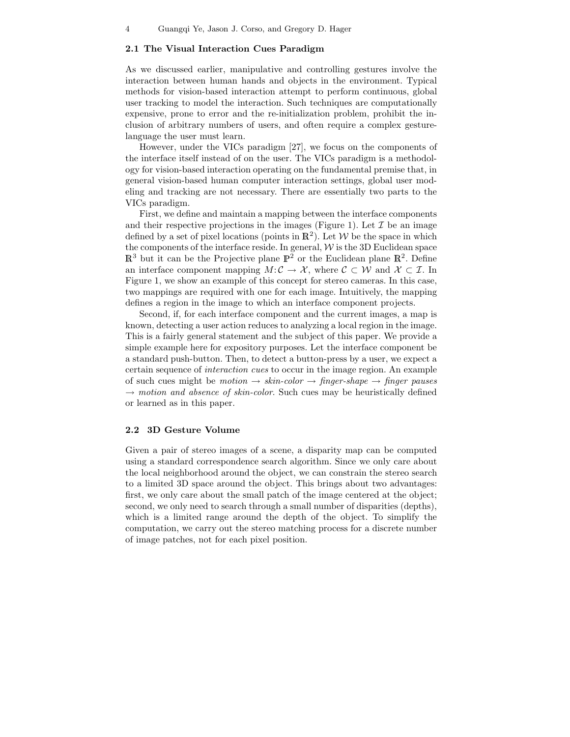### 2.1 The Visual Interaction Cues Paradigm

As we discussed earlier, manipulative and controlling gestures involve the interaction between human hands and objects in the environment. Typical methods for vision-based interaction attempt to perform continuous, global user tracking to model the interaction. Such techniques are computationally expensive, prone to error and the re-initialization problem, prohibit the inclusion of arbitrary numbers of users, and often require a complex gesture-language the user must learn.

However, under the VICs paradigm [27], we focus on the components of the interface itself instead of on the user. The VICs paradigm is a methodology for vision-based interaction operating on the fundamental premise that, in general vision-based human computer interaction settings, global user modeling and tracking are not necessary. There are essentially two parts to the VICs paradigm.

First, we define and maintain a mapping between the interface components and their respective projections in the images (Figure 1). Let $\mathcal{I}$ be an image defined by a set of pixel locations (points in $\mathbb{R}^2$). Let $\mathcal{W}$ be the space in which the components of the interface reside. In general, $\mathcal{W}$ is the 3D Euclidean space $\mathbb{R}^3$ but it can be the Projective plane $\mathbb{P}^2$ or the Euclidean plane $\mathbb{R}^2$. Define an interface component mapping $M\colon \mathcal{C} \rightarrow \mathcal{X}$, where $\mathcal{C} \subset \mathcal{W}$ and $\mathcal{X} \subset \mathcal{I}$. In Figure 1, we show an example of this concept for stereo cameras. In this case, two mappings are required with one for each image. Intuitively, the mapping defines a region in the image to which an interface component projects.

Second, if, for each interface component and the current images, a map is known, detecting a user action reduces to analyzing a local region in the image. This is a fairly general statement and the subject of this paper. We provide a simple example here for expository purposes. Let the interface component be a standard push-button. Then, to detect a button-press by a user, we expect a certain sequence of *interaction cues* to occur in the image region. An example of such cues might be *motion* $\rightarrow$ *skin-color* $\rightarrow$ *finger-shape* $\rightarrow$ *finger pauses* $\rightarrow$ *motion and absence of skin-color*. Such cues may be heuristically defined or learned as in this paper.

### 2.2 3D Gesture Volume

Given a pair of stereo images of a scene, a disparity map can be computed using a standard correspondence search algorithm. Since we only care about the local neighborhood around the object, we can constrain the stereo search to a limited 3D space around the object. This brings about two advantages: first, we only care about the small patch of the image centered at the object; second, we only need to search through a small number of disparities (depths), which is a limited range around the depth of the object. To simplify the computation, we carry out the stereo matching process for a discrete number of image patches, not for each pixel position.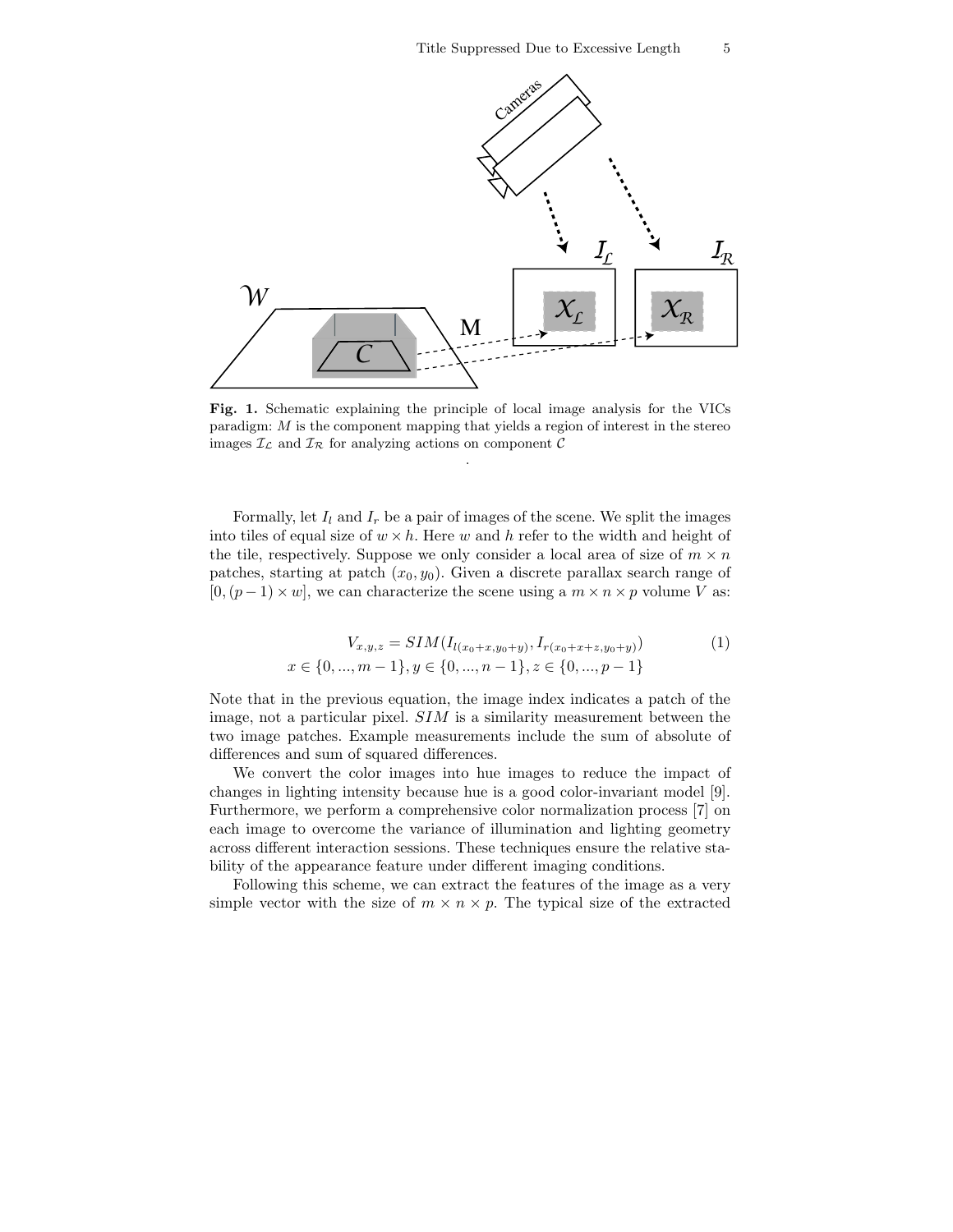**Fig. 1.** Schematic explaining the principle of local image analysis for the VICs paradigm: $M$ is the component mapping that yields a region of interest in the stereo images $\mathcal{I}_\mathcal{L}$ and $\mathcal{I}_\mathcal{R}$ for analyzing actions on component $\mathcal{C}$

.

Formally, let $I_l$ and $I_r$ be a pair of images of the scene. We split the images into tiles of equal size of $w \times h$. Here $w$ and $h$ refer to the width and height of the tile, respectively. Suppose we only consider a local area of size of $m \times n$ patches, starting at patch $(x_0, y_0)$. Given a discrete parallax search range of $[0, (p-1) \times w]$, we can characterize the scene using a $m \times n \times p$ volume $V$ as:

$$
\begin{gathered}
V_{x,y,z} = SIM(I_{l(x_0+x,y_0+y)}, I_{r(x_0+x+z,y_0+y)}) \\
x \in \{0, ..., m-1\}, y \in \{0, ..., n-1\}, z \in \{0, ..., p-1\}
\end{gathered}
\tag{1}
$$

Note that in the previous equation, the image index indicates a patch of the image, not a particular pixel. $SIM$ is a similarity measurement between the two image patches. Example measurements include the sum of absolute of differences and sum of squared differences.

We convert the color images into hue images to reduce the impact of changes in lighting intensity because hue is a good color-invariant model [9]. Furthermore, we perform a comprehensive color normalization process [7] on each image to overcome the variance of illumination and lighting geometry across different interaction sessions. These techniques ensure the relative stability of the appearance feature under different imaging conditions.

Following this scheme, we can extract the features of the image as a very simple vector with the size of $m \times n \times p$. The typical size of the extracted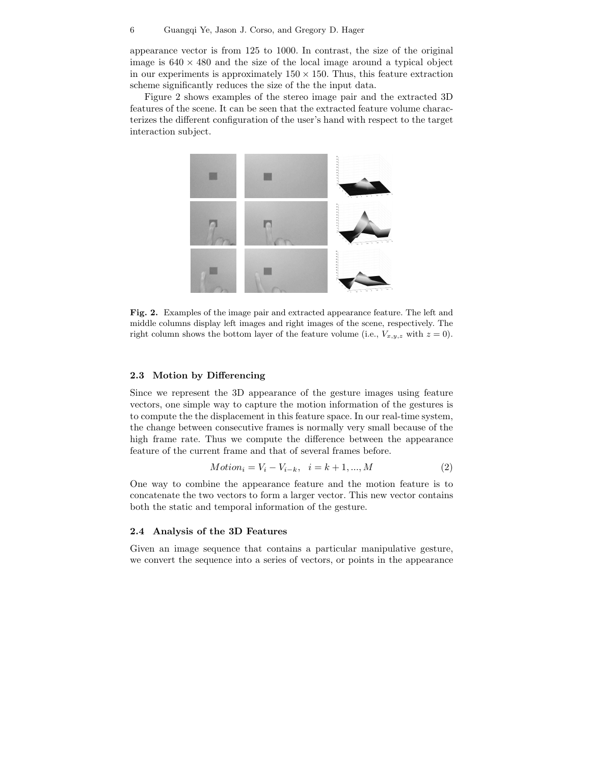appearance vector is from 125 to 1000. In contrast, the size of the original image is $640 \times 480$ and the size of the local image around a typical object in our experiments is approximately $150 \times 150$. Thus, this feature extraction scheme significantly reduces the size of the the input data.

Figure 2 shows examples of the stereo image pair and the extracted 3D features of the scene. It can be seen that the extracted feature volume characterizes the different configuration of the user's hand with respect to the target interaction subject.

**Fig. 2.** Examples of the image pair and extracted appearance feature. The left and middle columns display left images and right images of the scene, respectively. The right column shows the bottom layer of the feature volume (i.e., $V_{x,y,z}$ with $z = 0$).

### 2.3 Motion by Differencing

Since we represent the 3D appearance of the gesture images using feature vectors, one simple way to capture the motion information of the gestures is to compute the the displacement in this feature space. In our real-time system, the change between consecutive frames is normally very small because of the high frame rate. Thus we compute the difference between the appearance feature of the current frame and that of several frames before.

$$Motion_i = V_i - V_{i-k}, \quad i = k+1, ..., M \tag{2}$$

One way to combine the appearance feature and the motion feature is to concatenate the two vectors to form a larger vector. This new vector contains both the static and temporal information of the gesture.

### 2.4 Analysis of the 3D Features

Given an image sequence that contains a particular manipulative gesture, we convert the sequence into a series of vectors, or points in the appearance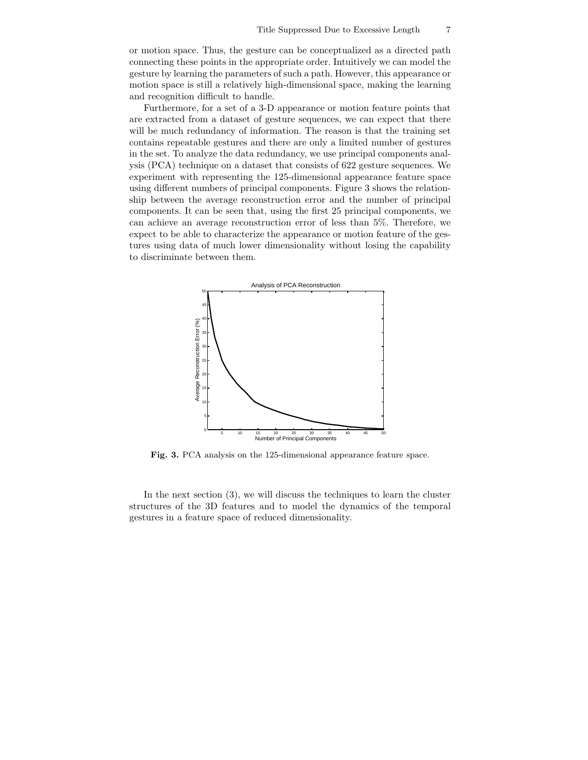or motion space. Thus, the gesture can be conceptualized as a directed path connecting these points in the appropriate order. Intuitively we can model the gesture by learning the parameters of such a path. However, this appearance or motion space is still a relatively high-dimensional space, making the learning and recognition difficult to handle.

Furthermore, for a set of a 3-D appearance or motion feature points that are extracted from a dataset of gesture sequences, we can expect that there will be much redundancy of information. The reason is that the training set contains repeatable gestures and there are only a limited number of gestures in the set. To analyze the data redundancy, we use principal components analysis (PCA) technique on a dataset that consists of 622 gesture sequences. We experiment with representing the 125-dimensional appearance feature space using different numbers of principal components. Figure 3 shows the relationship between the average reconstruction error and the number of principal components. It can be seen that, using the first 25 principal components, we can achieve an average reconstruction error of less than 5%. Therefore, we expect to be able to characterize the appearance or motion feature of the gestures using data of much lower dimensionality without losing the capability to discriminate between them.

**Fig. 3.** PCA analysis on the 125-dimensional appearance feature space.

In the next section (3), we will discuss the techniques to learn the cluster structures of the 3D features and to model the dynamics of the temporal gestures in a feature space of reduced dimensionality.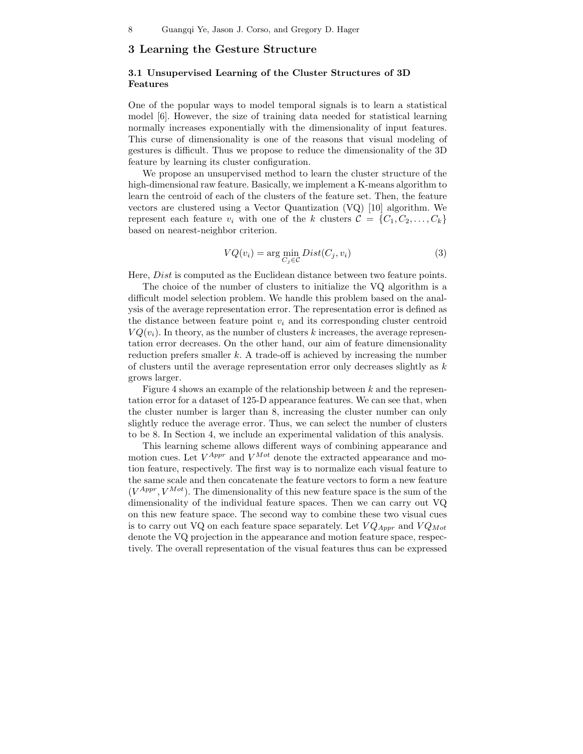# 3 Learning the Gesture Structure

## 3.1 Unsupervised Learning of the Cluster Structures of 3D Features

One of the popular ways to model temporal signals is to learn a statistical model [6]. However, the size of training data needed for statistical learning normally increases exponentially with the dimensionality of input features. This curse of dimensionality is one of the reasons that visual modeling of gestures is difficult. Thus we propose to reduce the dimensionality of the 3D feature by learning its cluster configuration.

We propose an unsupervised method to learn the cluster structure of the high-dimensional raw feature. Basically, we implement a K-means algorithm to learn the centroid of each of the clusters of the feature set. Then, the feature vectors are clustered using a Vector Quantization (VQ) [10] algorithm. We represent each feature $v_i$ with one of the $k$ clusters $\mathcal{C} = \{C_1, C_2, \ldots, C_k\}$ based on nearest-neighbor criterion.

$$VQ(v_i) = \arg\min_{C_j \in \mathcal{C}} Dist(C_j, v_i) \tag{3}$$

Here, $Dist$ is computed as the Euclidean distance between two feature points.

The choice of the number of clusters to initialize the VQ algorithm is a difficult model selection problem. We handle this problem based on the analysis of the average representation error. The representation error is defined as the distance between feature point $v_i$ and its corresponding cluster centroid $VQ(v_i)$. In theory, as the number of clusters $k$ increases, the average representation error decreases. On the other hand, our aim of feature dimensionality reduction prefers smaller $k$. A trade-off is achieved by increasing the number of clusters until the average representation error only decreases slightly as $k$ grows larger.

Figure 4 shows an example of the relationship between $k$ and the representation error for a dataset of 125-D appearance features. We can see that, when the cluster number is larger than 8, increasing the cluster number can only slightly reduce the average error. Thus, we can select the number of clusters to be 8. In Section 4, we include an experimental validation of this analysis.

This learning scheme allows different ways of combining appearance and motion cues. Let $V^{Appr}$ and $V^{Mot}$ denote the extracted appearance and motion feature, respectively. The first way is to normalize each visual feature to the same scale and then concatenate the feature vectors to form a new feature $(V^{Appr}, V^{Mot})$. The dimensionality of this new feature space is the sum of the dimensionality of the individual feature spaces. Then we can carry out VQ on this new feature space. The second way to combine these two visual cues is to carry out VQ on each feature space separately. Let $VQ_{Appr}$ and $VQ_{Mot}$ denote the VQ projection in the appearance and motion feature space, respectively. The overall representation of the visual features thus can be expressed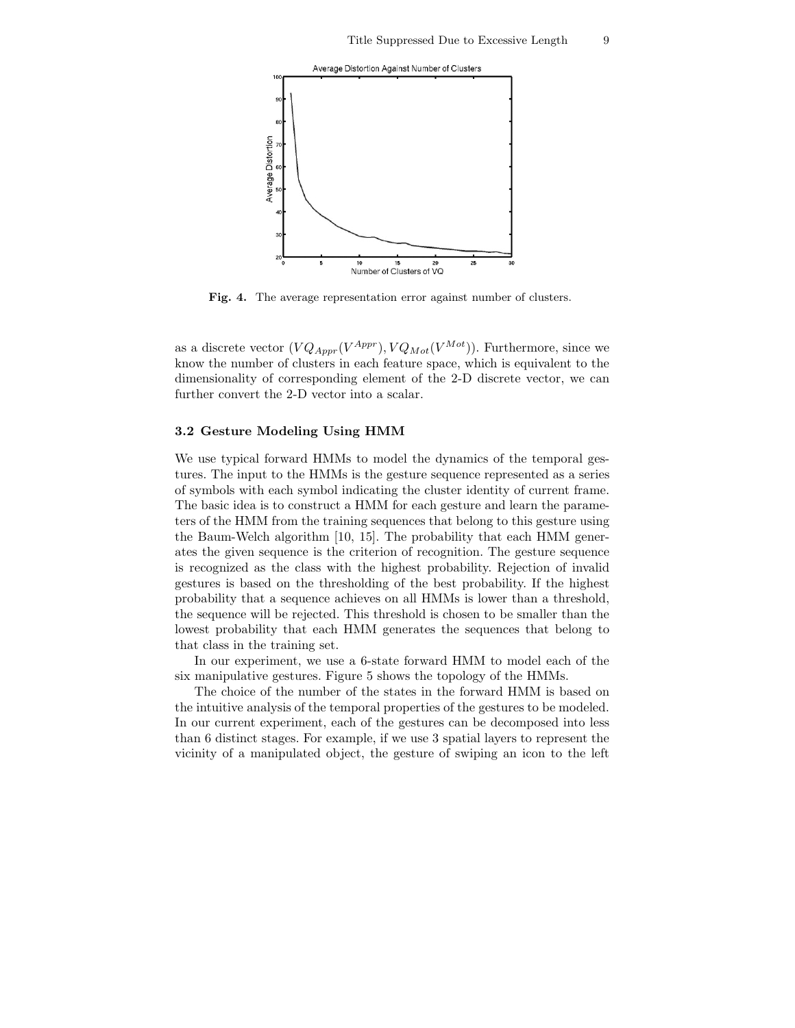**Fig. 4.** The average representation error against number of clusters.

as a discrete vector $(VQ_{Appr}(V^{Appr}), VQ_{Mot}(V^{Mot}))$. Furthermore, since we know the number of clusters in each feature space, which is equivalent to the dimensionality of corresponding element of the 2-D discrete vector, we can further convert the 2-D vector into a scalar.

### 3.2 Gesture Modeling Using HMM

We use typical forward HMMs to model the dynamics of the temporal gestures. The input to the HMMs is the gesture sequence represented as a series of symbols with each symbol indicating the cluster identity of current frame. The basic idea is to construct a HMM for each gesture and learn the parameters of the HMM from the training sequences that belong to this gesture using the Baum-Welch algorithm [10, 15]. The probability that each HMM generates the given sequence is the criterion of recognition. The gesture sequence is recognized as the class with the highest probability. Rejection of invalid gestures is based on the thresholding of the best probability. If the highest probability that a sequence achieves on all HMMs is lower than a threshold, the sequence will be rejected. This threshold is chosen to be smaller than the lowest probability that each HMM generates the sequences that belong to that class in the training set.

In our experiment, we use a 6-state forward HMM to model each of the six manipulative gestures. Figure 5 shows the topology of the HMMs.

The choice of the number of the states in the forward HMM is based on the intuitive analysis of the temporal properties of the gestures to be modeled. In our current experiment, each of the gestures can be decomposed into less than 6 distinct stages. For example, if we use 3 spatial layers to represent the vicinity of a manipulated object, the gesture of swiping an icon to the left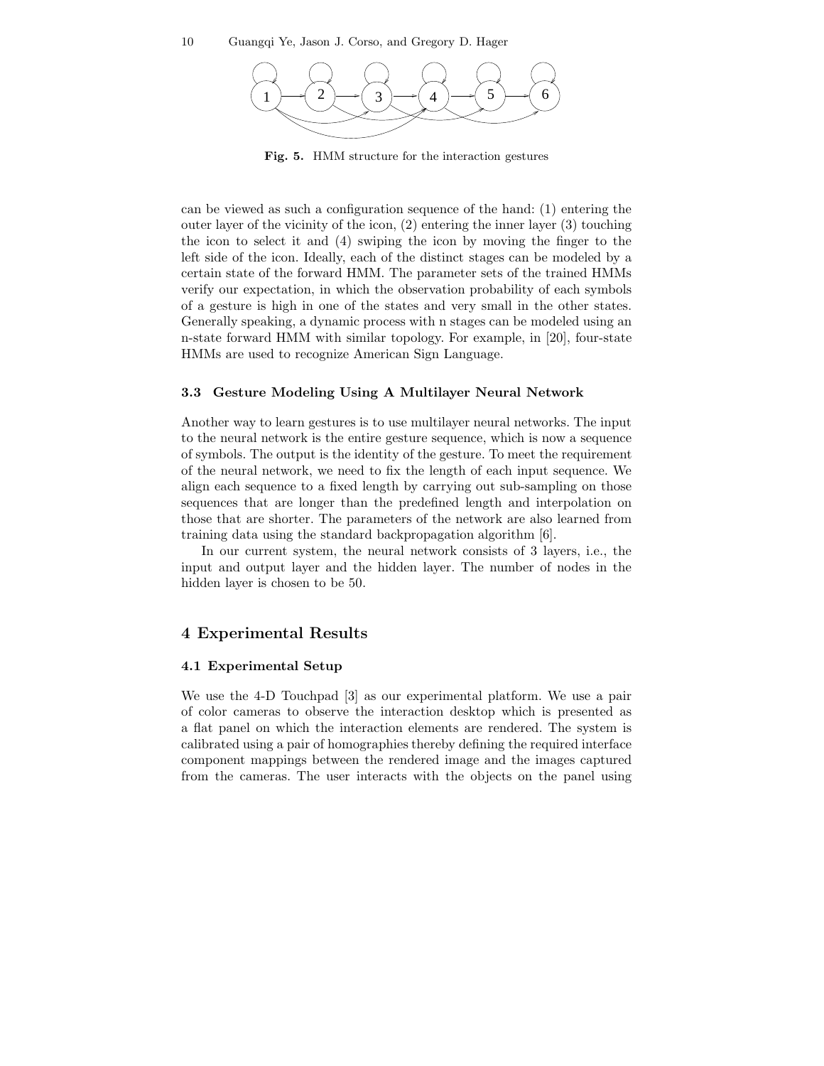Fig. 5. HMM structure for the interaction gestures

can be viewed as such a configuration sequence of the hand: (1) entering the outer layer of the vicinity of the icon, (2) entering the inner layer (3) touching the icon to select it and (4) swiping the icon by moving the finger to the left side of the icon. Ideally, each of the distinct stages can be modeled by a certain state of the forward HMM. The parameter sets of the trained HMMs verify our expectation, in which the observation probability of each symbols of a gesture is high in one of the states and very small in the other states. Generally speaking, a dynamic process with n stages can be modeled using an n-state forward HMM with similar topology. For example, in [20], four-state HMMs are used to recognize American Sign Language.

### 3.3 Gesture Modeling Using A Multilayer Neural Network

Another way to learn gestures is to use multilayer neural networks. The input to the neural network is the entire gesture sequence, which is now a sequence of symbols. The output is the identity of the gesture. To meet the requirement of the neural network, we need to fix the length of each input sequence. We align each sequence to a fixed length by carrying out sub-sampling on those sequences that are longer than the predefined length and interpolation on those that are shorter. The parameters of the network are also learned from training data using the standard backpropagation algorithm [6].

In our current system, the neural network consists of 3 layers, i.e., the input and output layer and the hidden layer. The number of nodes in the hidden layer is chosen to be 50.

## 4 Experimental Results

### 4.1 Experimental Setup

We use the 4-D Touchpad [3] as our experimental platform. We use a pair of color cameras to observe the interaction desktop which is presented as a flat panel on which the interaction elements are rendered. The system is calibrated using a pair of homographies thereby defining the required interface component mappings between the rendered image and the images captured from the cameras. The user interacts with the objects on the panel using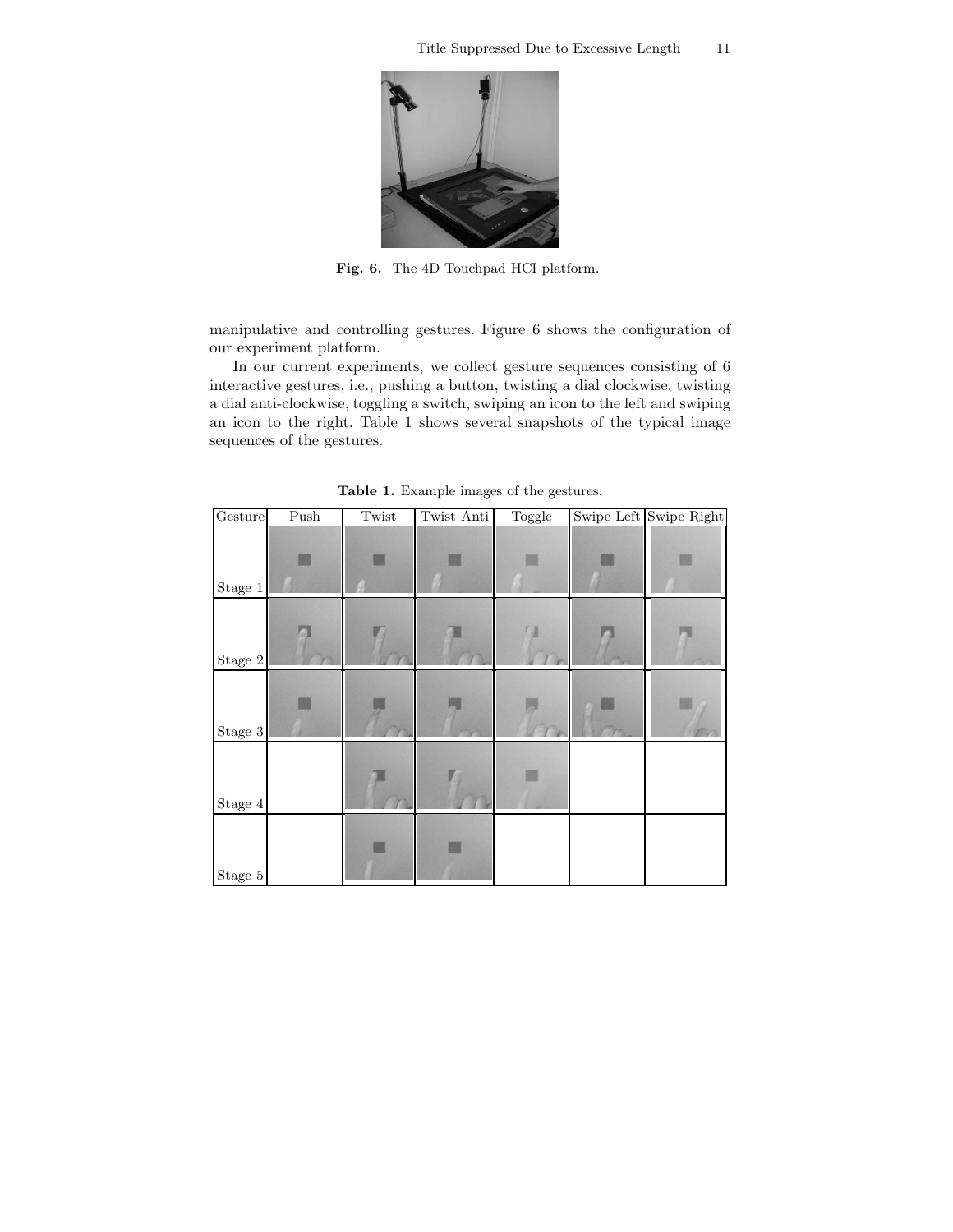Fig. 6. The 4D Touchpad HCI platform.

manipulative and controlling gestures. Figure 6 shows the configuration of our experiment platform.

In our current experiments, we collect gesture sequences consisting of 6 interactive gestures, i.e., pushing a button, twisting a dial clockwise, twisting a dial anti-clockwise, toggling a switch, swiping an icon to the left and swiping an icon to the right. Table 1 shows several snapshots of the typical image sequences of the gestures.

**Table 1.** Example images of the gestures.

| Gesture | Push | Twist | Twist Anti | Toggle | Swipe Left | Swipe Right |
|---|---|---|---|---|---|---|
| Stage 1 | | | | | | |
| Stage 2 | | | | | | |
| Stage 3 | | | | | | |
| Stage 4 | | | | | | |
| Stage 5 | | | | | | |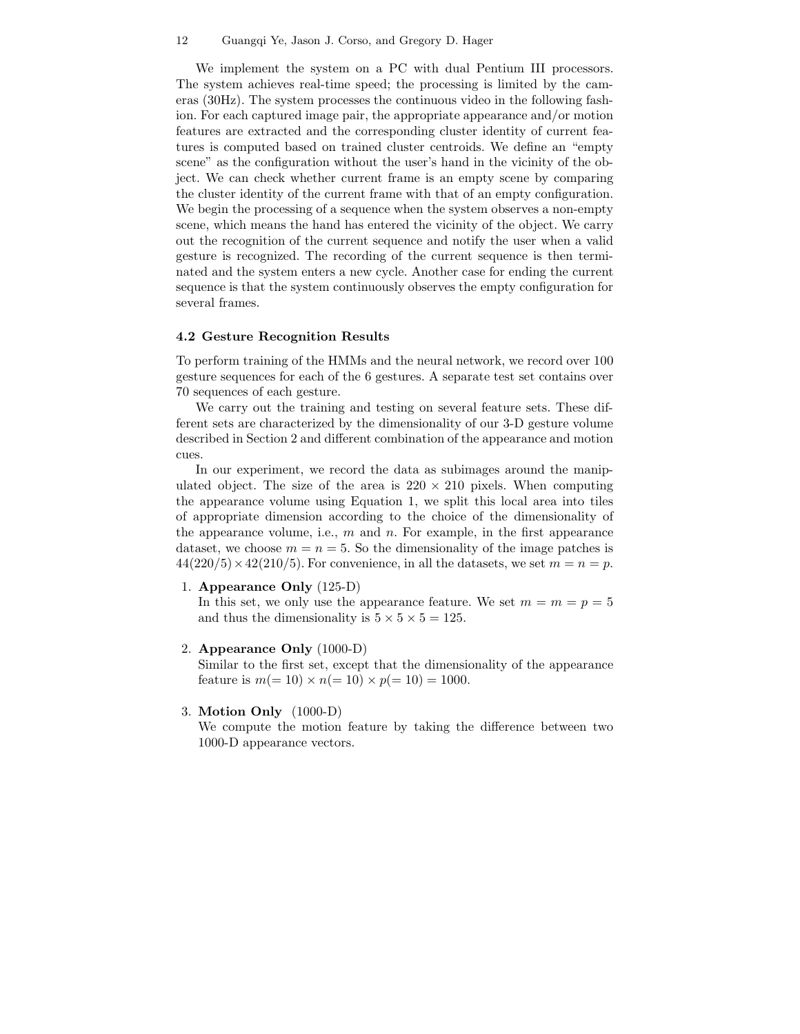We implement the system on a PC with dual Pentium III processors. The system achieves real-time speed; the processing is limited by the cameras (30Hz). The system processes the continuous video in the following fashion. For each captured image pair, the appropriate appearance and/or motion features are extracted and the corresponding cluster identity of current features is computed based on trained cluster centroids. We define an "empty scene" as the configuration without the user's hand in the vicinity of the object. We can check whether current frame is an empty scene by comparing the cluster identity of the current frame with that of an empty configuration. We begin the processing of a sequence when the system observes a non-empty scene, which means the hand has entered the vicinity of the object. We carry out the recognition of the current sequence and notify the user when a valid gesture is recognized. The recording of the current sequence is then terminated and the system enters a new cycle. Another case for ending the current sequence is that the system continuously observes the empty configuration for several frames.

### 4.2 Gesture Recognition Results

To perform training of the HMMs and the neural network, we record over 100 gesture sequences for each of the 6 gestures. A separate test set contains over 70 sequences of each gesture.

We carry out the training and testing on several feature sets. These different sets are characterized by the dimensionality of our 3-D gesture volume described in Section 2 and different combination of the appearance and motion cues.

In our experiment, we record the data as subimages around the manipulated object. The size of the area is $220 \times 210$ pixels. When computing the appearance volume using Equation 1, we split this local area into tiles of appropriate dimension according to the choice of the dimensionality of the appearance volume, i.e., $m$ and $n$. For example, in the first appearance dataset, we choose $m = n = 5$. So the dimensionality of the image patches is $44(220/5) \times 42(210/5)$. For convenience, in all the datasets, we set $m = n = p$.

1. **Appearance Only** (125-D)
   In this set, we only use the appearance feature. We set $m = m = p = 5$ and thus the dimensionality is $5 \times 5 \times 5 = 125$.

2. **Appearance Only** (1000-D)
   Similar to the first set, except that the dimensionality of the appearance feature is $m(=10) \times n(=10) \times p(=10) = 1000$.

3. **Motion Only** (1000-D)
   We compute the motion feature by taking the difference between two 1000-D appearance vectors.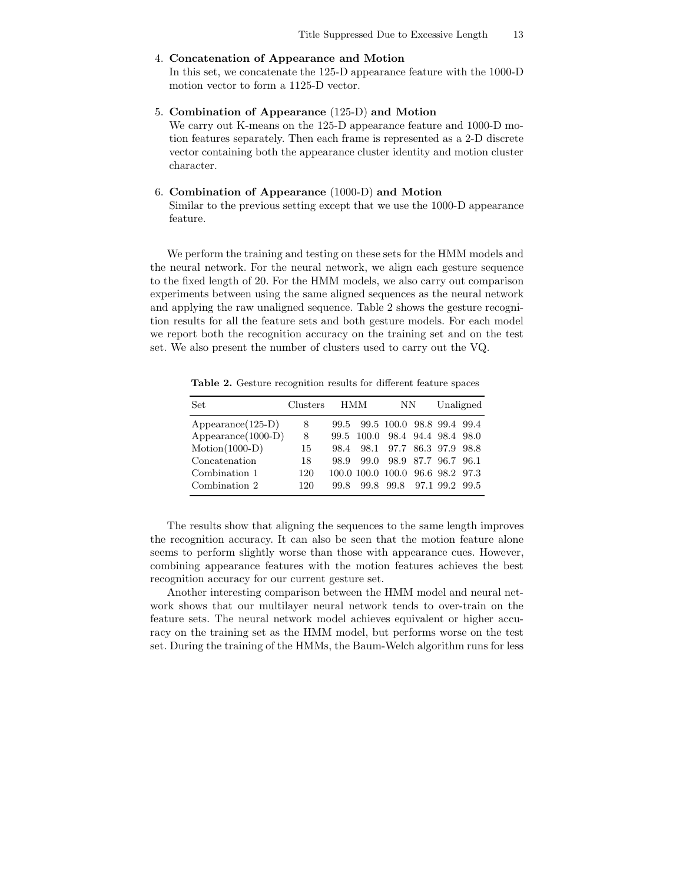4. **Concatenation of Appearance and Motion**
   In this set, we concatenate the 125-D appearance feature with the 1000-D motion vector to form a 1125-D vector.

5. **Combination of Appearance** (125-D) **and Motion**
   We carry out K-means on the 125-D appearance feature and 1000-D motion features separately. Then each frame is represented as a 2-D discrete vector containing both the appearance cluster identity and motion cluster character.

6. **Combination of Appearance** (1000-D) **and Motion**
   Similar to the previous setting except that we use the 1000-D appearance feature.

We perform the training and testing on these sets for the HMM models and the neural network. For the neural network, we align each gesture sequence to the fixed length of 20. For the HMM models, we also carry out comparison experiments between using the same aligned sequences as the neural network and applying the raw unaligned sequence. Table 2 shows the gesture recognition results for all the feature sets and both gesture models. For each model we report both the recognition accuracy on the training set and on the test set. We also present the number of clusters used to carry out the VQ.

**Table 2.** Gesture recognition results for different feature spaces

| Set | Clusters | HMM | | NN | | Unaligned | |
|---|---|---|---|---|---|---|---|
| Appearance(125-D) | 8 | 99.5 | 99.5 | 100.0 | 98.8 | 99.4 | 99.4 |
| Appearance(1000-D) | 8 | 99.5 | 100.0 | 98.4 | 94.4 | 98.4 | 98.0 |
| Motion(1000-D) | 15 | 98.4 | 98.1 | 97.7 | 86.3 | 97.9 | 98.8 |
| Concatenation | 18 | 98.9 | 99.0 | 98.9 | 87.7 | 96.7 | 96.1 |
| Combination 1 | 120 | 100.0 | 100.0 | 100.0 | 96.6 | 98.2 | 97.3 |
| Combination 2 | 120 | 99.8 | 99.8 | 99.8 | 97.1 | 99.2 | 99.5 |

The results show that aligning the sequences to the same length improves the recognition accuracy. It can also be seen that the motion feature alone seems to perform slightly worse than those with appearance cues. However, combining appearance features with the motion features achieves the best recognition accuracy for our current gesture set.

Another interesting comparison between the HMM model and neural network shows that our multilayer neural network tends to over-train on the feature sets. The neural network model achieves equivalent or higher accuracy on the training set as the HMM model, but performs worse on the test set. During the training of the HMMs, the Baum-Welch algorithm runs for less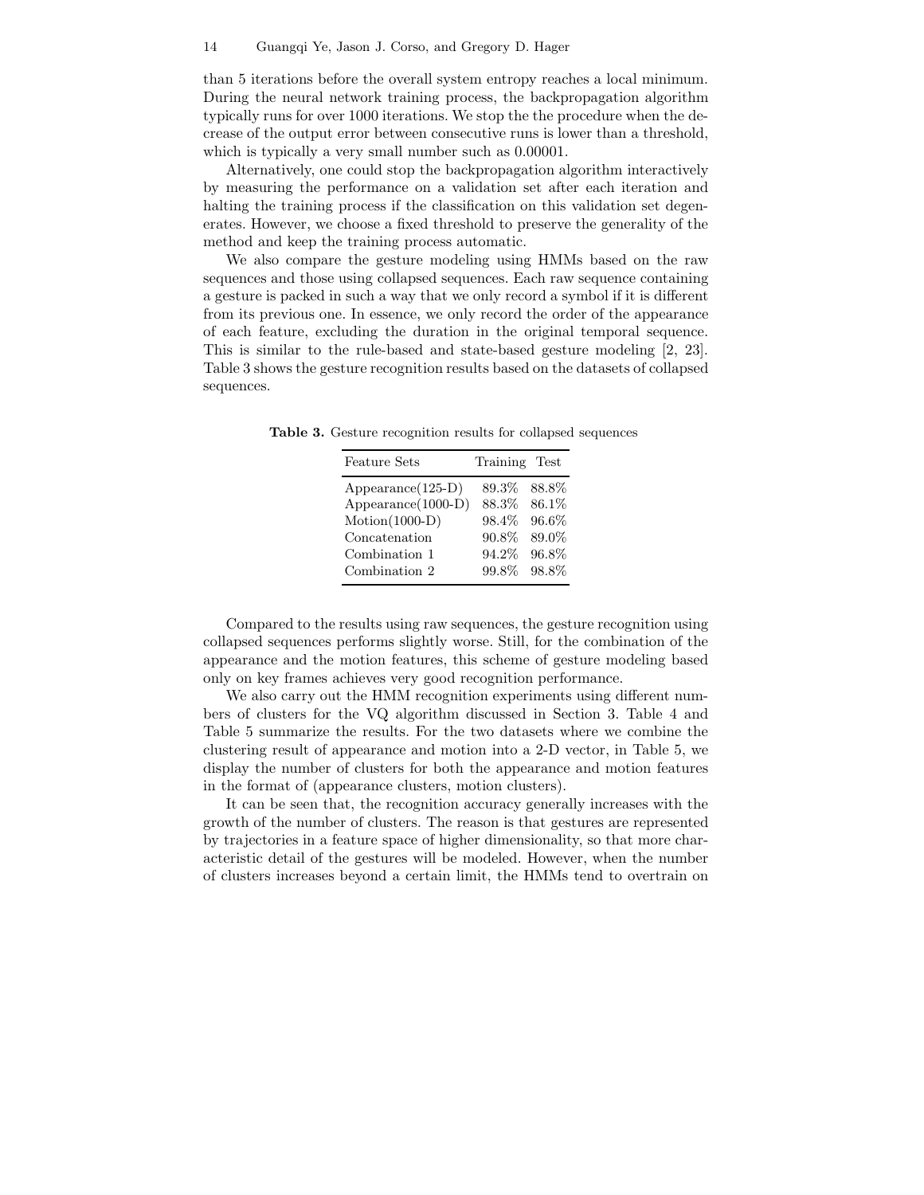than 5 iterations before the overall system entropy reaches a local minimum. During the neural network training process, the backpropagation algorithm typically runs for over 1000 iterations. We stop the the procedure when the decrease of the output error between consecutive runs is lower than a threshold, which is typically a very small number such as 0.00001.

Alternatively, one could stop the backpropagation algorithm interactively by measuring the performance on a validation set after each iteration and halting the training process if the classification on this validation set degenerates. However, we choose a fixed threshold to preserve the generality of the method and keep the training process automatic.

We also compare the gesture modeling using HMMs based on the raw sequences and those using collapsed sequences. Each raw sequence containing a gesture is packed in such a way that we only record a symbol if it is different from its previous one. In essence, we only record the order of the appearance of each feature, excluding the duration in the original temporal sequence. This is similar to the rule-based and state-based gesture modeling [2, 23]. Table 3 shows the gesture recognition results based on the datasets of collapsed sequences.

**Table 3.** Gesture recognition results for collapsed sequences

| Feature Sets | Training | Test |
|---|---|---|
| Appearance(125-D) | 89.3% | 88.8% |
| Appearance(1000-D) | 88.3% | 86.1% |
| Motion(1000-D) | 98.4% | 96.6% |
| Concatenation | 90.8% | 89.0% |
| Combination 1 | 94.2% | 96.8% |
| Combination 2 | 99.8% | 98.8% |

Compared to the results using raw sequences, the gesture recognition using collapsed sequences performs slightly worse. Still, for the combination of the appearance and the motion features, this scheme of gesture modeling based only on key frames achieves very good recognition performance.

We also carry out the HMM recognition experiments using different numbers of clusters for the VQ algorithm discussed in Section 3. Table 4 and Table 5 summarize the results. For the two datasets where we combine the clustering result of appearance and motion into a 2-D vector, in Table 5, we display the number of clusters for both the appearance and motion features in the format of (appearance clusters, motion clusters).

It can be seen that, the recognition accuracy generally increases with the growth of the number of clusters. The reason is that gestures are represented by trajectories in a feature space of higher dimensionality, so that more characteristic detail of the gestures will be modeled. However, when the number of clusters increases beyond a certain limit, the HMMs tend to overtrain on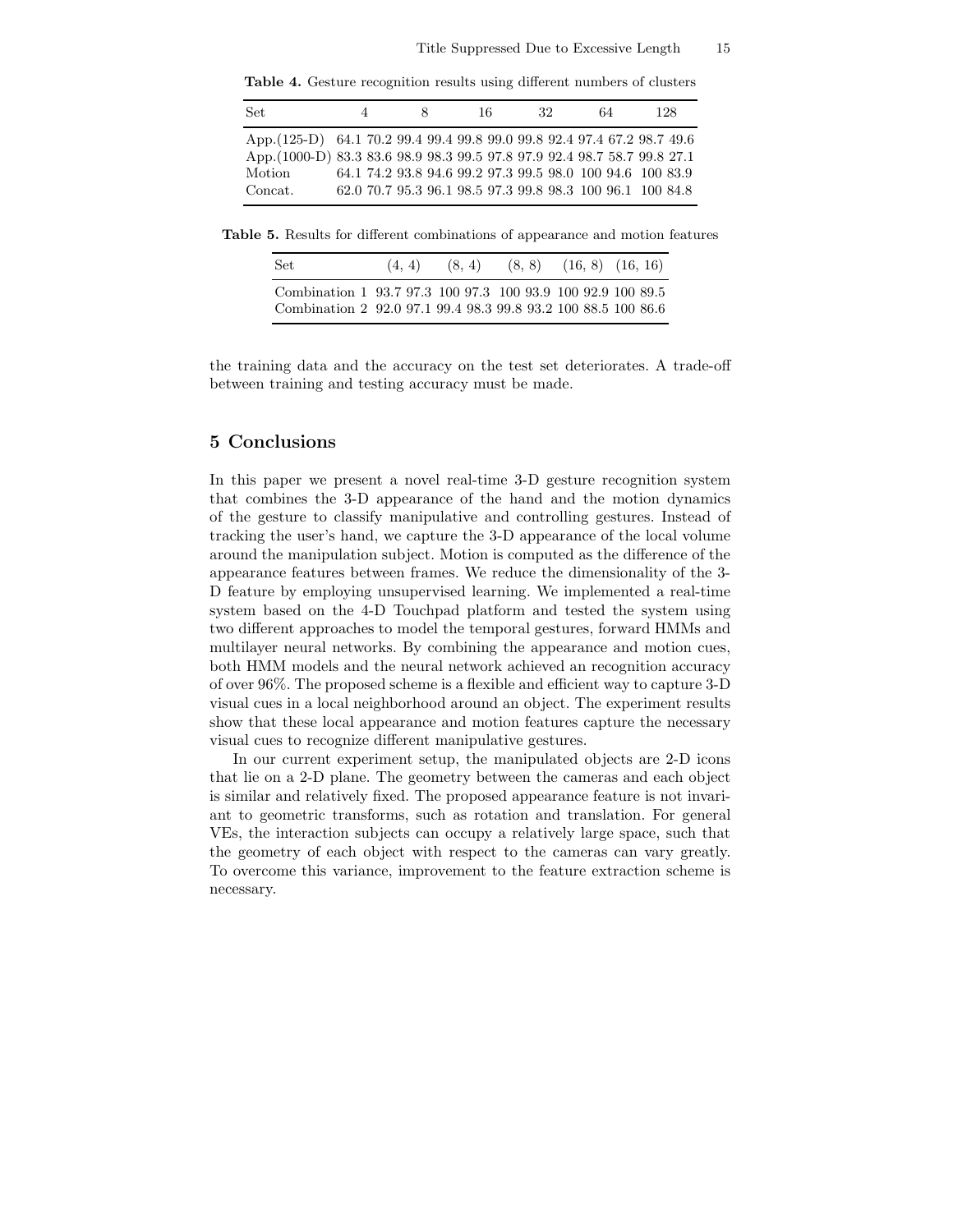**Table 4.** Gesture recognition results using different numbers of clusters

| Set | 4 | | 8 | | 16 | | 32 | | 64 | | 128 | |
|---|---|---|---|---|---|---|---|---|---|---|---|---|
| App.(125-D) | 64.1 | 70.2 | 99.4 | 99.4 | 99.8 | 99.0 | 99.8 | 92.4 | 97.4 | 67.2 | 98.7 | 49.6 |
| App.(1000-D) | 83.3 | 83.6 | 98.9 | 98.3 | 99.5 | 97.8 | 97.9 | 92.4 | 98.7 | 58.7 | 99.8 | 27.1 |
| Motion | 64.1 | 74.2 | 93.8 | 94.6 | 99.2 | 97.3 | 99.5 | 98.0 | 100 | 94.6 | 100 | 83.9 |
| Concat. | 62.0 | 70.7 | 95.3 | 96.1 | 98.5 | 97.3 | 99.8 | 98.3 | 100 | 96.1 | 100 | 84.8 |

**Table 5.** Results for different combinations of appearance and motion features

| Set | (4, 4) | | (8, 4) | | (8, 8) | | (16, 8) | | (16, 16) | |
|---|---|---|---|---|---|---|---|---|---|---|
| Combination 1 | 93.7 | 97.3 | 100 | 97.3 | 100 | 93.9 | 100 | 92.9 | 100 | 89.5 |
| Combination 2 | 92.0 | 97.1 | 99.4 | 98.3 | 99.8 | 93.2 | 100 | 88.5 | 100 | 86.6 |

the training data and the accuracy on the test set deteriorates. A trade-off between training and testing accuracy must be made.

## 5 Conclusions

In this paper we present a novel real-time 3-D gesture recognition system that combines the 3-D appearance of the hand and the motion dynamics of the gesture to classify manipulative and controlling gestures. Instead of tracking the user's hand, we capture the 3-D appearance of the local volume around the manipulation subject. Motion is computed as the difference of the appearance features between frames. We reduce the dimensionality of the 3-D feature by employing unsupervised learning. We implemented a real-time system based on the 4-D Touchpad platform and tested the system using two different approaches to model the temporal gestures, forward HMMs and multilayer neural networks. By combining the appearance and motion cues, both HMM models and the neural network achieved an recognition accuracy of over 96%. The proposed scheme is a flexible and efficient way to capture 3-D visual cues in a local neighborhood around an object. The experiment results show that these local appearance and motion features capture the necessary visual cues to recognize different manipulative gestures.

In our current experiment setup, the manipulated objects are 2-D icons that lie on a 2-D plane. The geometry between the cameras and each object is similar and relatively fixed. The proposed appearance feature is not invariant to geometric transforms, such as rotation and translation. For general VEs, the interaction subjects can occupy a relatively large space, such that the geometry of each object with respect to the cameras can vary greatly. To overcome this variance, improvement to the feature extraction scheme is necessary.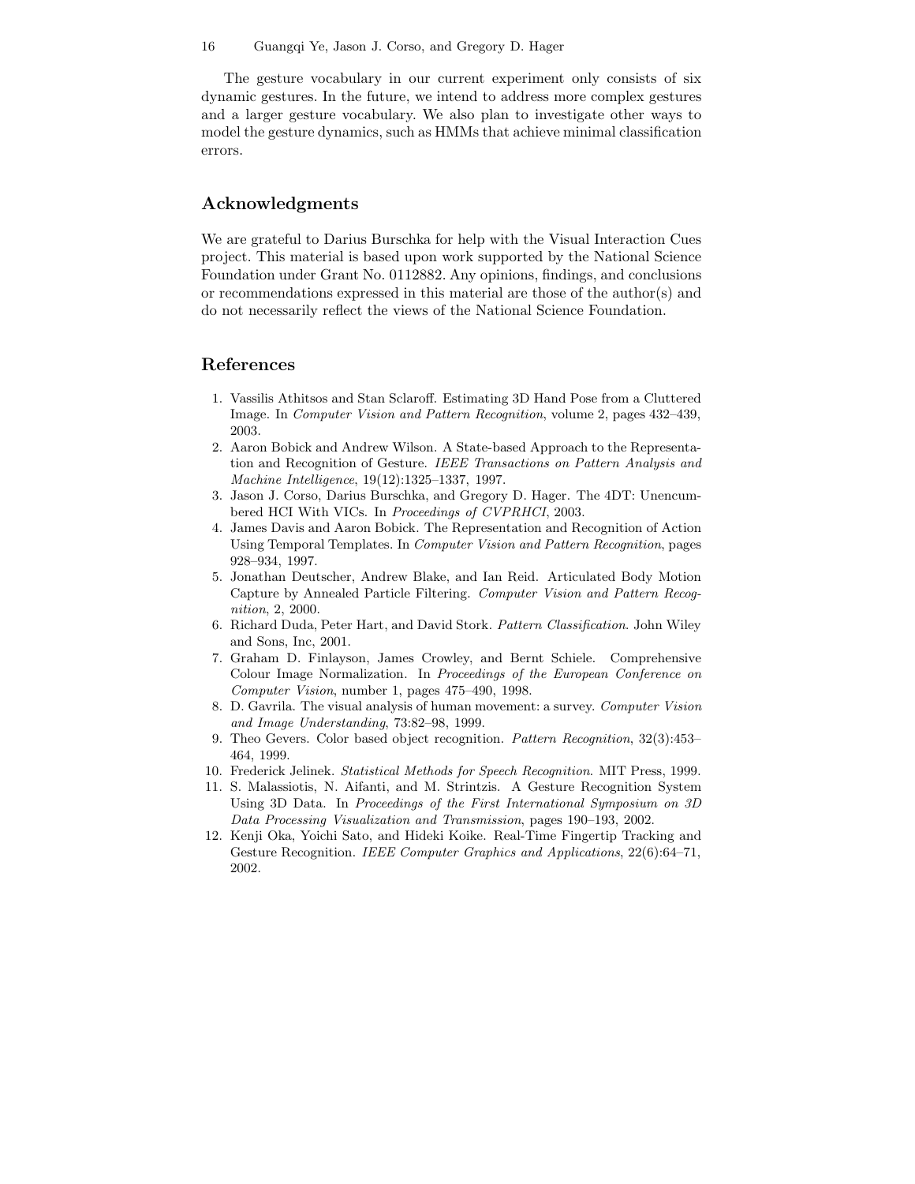The gesture vocabulary in our current experiment only consists of six dynamic gestures. In the future, we intend to address more complex gestures and a larger gesture vocabulary. We also plan to investigate other ways to model the gesture dynamics, such as HMMs that achieve minimal classification errors.

## Acknowledgments

We are grateful to Darius Burschka for help with the Visual Interaction Cues project. This material is based upon work supported by the National Science Foundation under Grant No. 0112882. Any opinions, findings, and conclusions or recommendations expressed in this material are those of the author(s) and do not necessarily reflect the views of the National Science Foundation.

## References

1. Vassilis Athitsos and Stan Sclaroff. Estimating 3D Hand Pose from a Cluttered Image. In *Computer Vision and Pattern Recognition*, volume 2, pages 432–439, 2003.
2. Aaron Bobick and Andrew Wilson. A State-based Approach to the Representation and Recognition of Gesture. *IEEE Transactions on Pattern Analysis and Machine Intelligence*, 19(12):1325–1337, 1997.
3. Jason J. Corso, Darius Burschka, and Gregory D. Hager. The 4DT: Unencumbered HCI With VICs. In *Proceedings of CVPRHCI*, 2003.
4. James Davis and Aaron Bobick. The Representation and Recognition of Action Using Temporal Templates. In *Computer Vision and Pattern Recognition*, pages 928–934, 1997.
5. Jonathan Deutscher, Andrew Blake, and Ian Reid. Articulated Body Motion Capture by Annealed Particle Filtering. *Computer Vision and Pattern Recognition*, 2, 2000.
6. Richard Duda, Peter Hart, and David Stork. *Pattern Classification*. John Wiley and Sons, Inc, 2001.
7. Graham D. Finlayson, James Crowley, and Bernt Schiele. Comprehensive Colour Image Normalization. In *Proceedings of the European Conference on Computer Vision*, number 1, pages 475–490, 1998.
8. D. Gavrila. The visual analysis of human movement: a survey. *Computer Vision and Image Understanding*, 73:82–98, 1999.
9. Theo Gevers. Color based object recognition. *Pattern Recognition*, 32(3):453–464, 1999.
10. Frederick Jelinek. *Statistical Methods for Speech Recognition*. MIT Press, 1999.
11. S. Malassiotis, N. Aifanti, and M. Strintzis. A Gesture Recognition System Using 3D Data. In *Proceedings of the First International Symposium on 3D Data Processing Visualization and Transmission*, pages 190–193, 2002.
12. Kenji Oka, Yoichi Sato, and Hideki Koike. Real-Time Fingertip Tracking and Gesture Recognition. *IEEE Computer Graphics and Applications*, 22(6):64–71, 2002.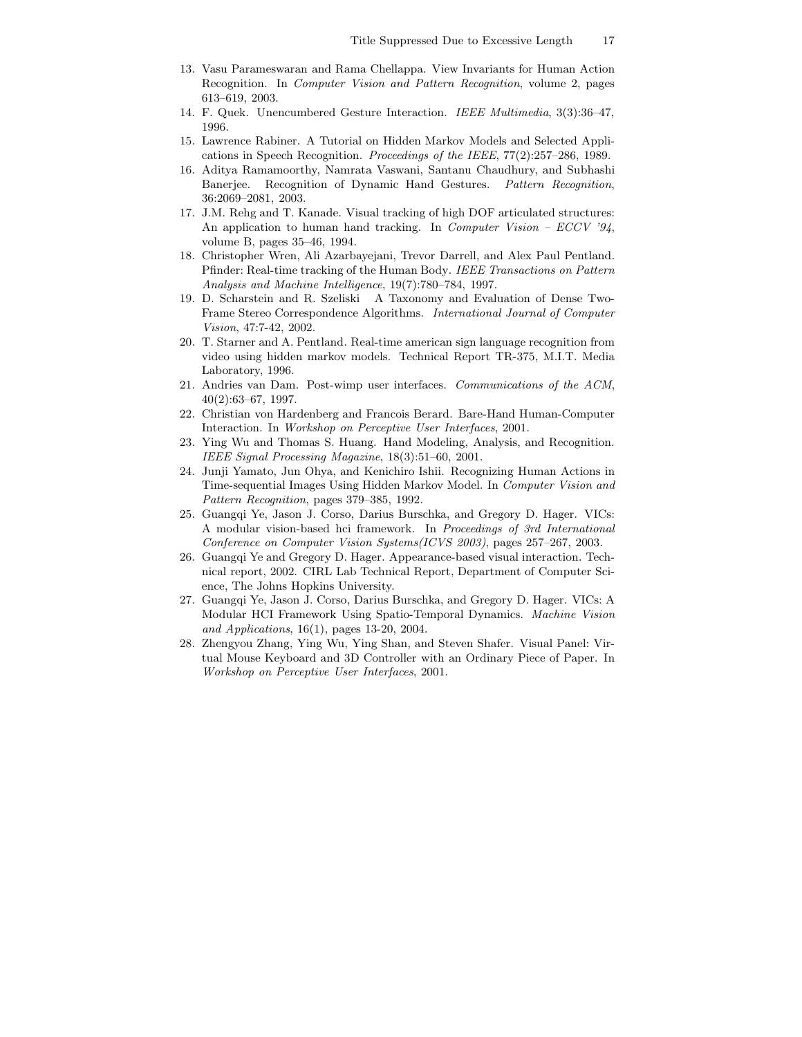13. Vasu Parameswaran and Rama Chellappa. View Invariants for Human Action Recognition. In *Computer Vision and Pattern Recognition*, volume 2, pages 613–619, 2003.
14. F. Quek. Unencumbered Gesture Interaction. *IEEE Multimedia*, 3(3):36–47, 1996.
15. Lawrence Rabiner. A Tutorial on Hidden Markov Models and Selected Applications in Speech Recognition. *Proceedings of the IEEE*, 77(2):257–286, 1989.
16. Aditya Ramamoorthy, Namrata Vaswani, Santanu Chaudhury, and Subhashi Banerjee. Recognition of Dynamic Hand Gestures. *Pattern Recognition*, 36:2069–2081, 2003.
17. J.M. Rehg and T. Kanade. Visual tracking of high DOF articulated structures: An application to human hand tracking. In *Computer Vision – ECCV '94*, volume B, pages 35–46, 1994.
18. Christopher Wren, Ali Azarbayejani, Trevor Darrell, and Alex Paul Pentland. Pfinder: Real-time tracking of the Human Body. *IEEE Transactions on Pattern Analysis and Machine Intelligence*, 19(7):780–784, 1997.
19. D. Scharstein and R. Szeliski A Taxonomy and Evaluation of Dense Two-Frame Stereo Correspondence Algorithms. *International Journal of Computer Vision*, 47:7-42, 2002.
20. T. Starner and A. Pentland. Real-time american sign language recognition from video using hidden markov models. Technical Report TR-375, M.I.T. Media Laboratory, 1996.
21. Andries van Dam. Post-wimp user interfaces. *Communications of the ACM*, 40(2):63–67, 1997.
22. Christian von Hardenberg and Francois Berard. Bare-Hand Human-Computer Interaction. In *Workshop on Perceptive User Interfaces*, 2001.
23. Ying Wu and Thomas S. Huang. Hand Modeling, Analysis, and Recognition. *IEEE Signal Processing Magazine*, 18(3):51–60, 2001.
24. Junji Yamato, Jun Ohya, and Kenichiro Ishii. Recognizing Human Actions in Time-sequential Images Using Hidden Markov Model. In *Computer Vision and Pattern Recognition*, pages 379–385, 1992.
25. Guangqi Ye, Jason J. Corso, Darius Burschka, and Gregory D. Hager. VICs: A modular vision-based hci framework. In *Proceedings of 3rd International Conference on Computer Vision Systems(ICVS 2003)*, pages 257–267, 2003.
26. Guangqi Ye and Gregory D. Hager. Appearance-based visual interaction. Technical report, 2002. CIRL Lab Technical Report, Department of Computer Science, The Johns Hopkins University.
27. Guangqi Ye, Jason J. Corso, Darius Burschka, and Gregory D. Hager. VICs: A Modular HCI Framework Using Spatio-Temporal Dynamics. *Machine Vision and Applications*, 16(1), pages 13-20, 2004.
28. Zhengyou Zhang, Ying Wu, Ying Shan, and Steven Shafer. Visual Panel: Virtual Mouse Keyboard and 3D Controller with an Ordinary Piece of Paper. In *Workshop on Perceptive User Interfaces*, 2001.